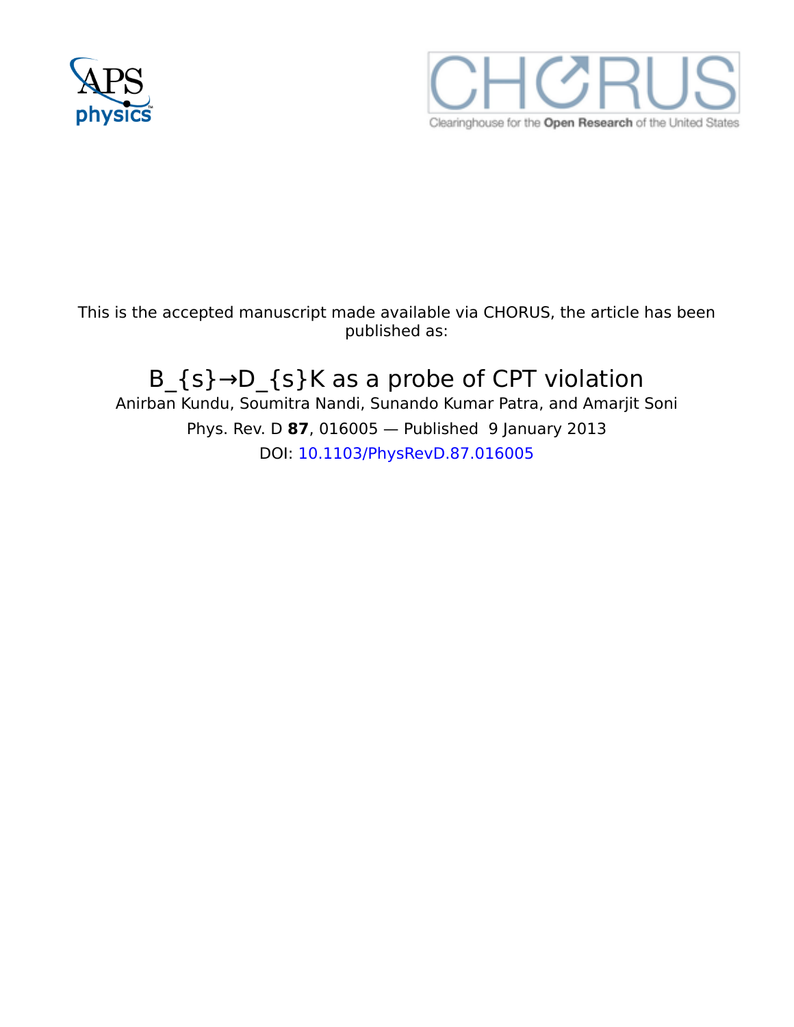This is the accepted manuscript made available via CHORUS, the article has been published as:

# $B_{s} \to D_{s}K$ as a probe of CPT violation

Anirban Kundu, Soumitra Nandi, Sunando Kumar Patra, and Amarjit Soni

Phys. Rev. D **87**, 016005 — Published 9 January 2013

DOI: 10.1103/PhysRevD.87.016005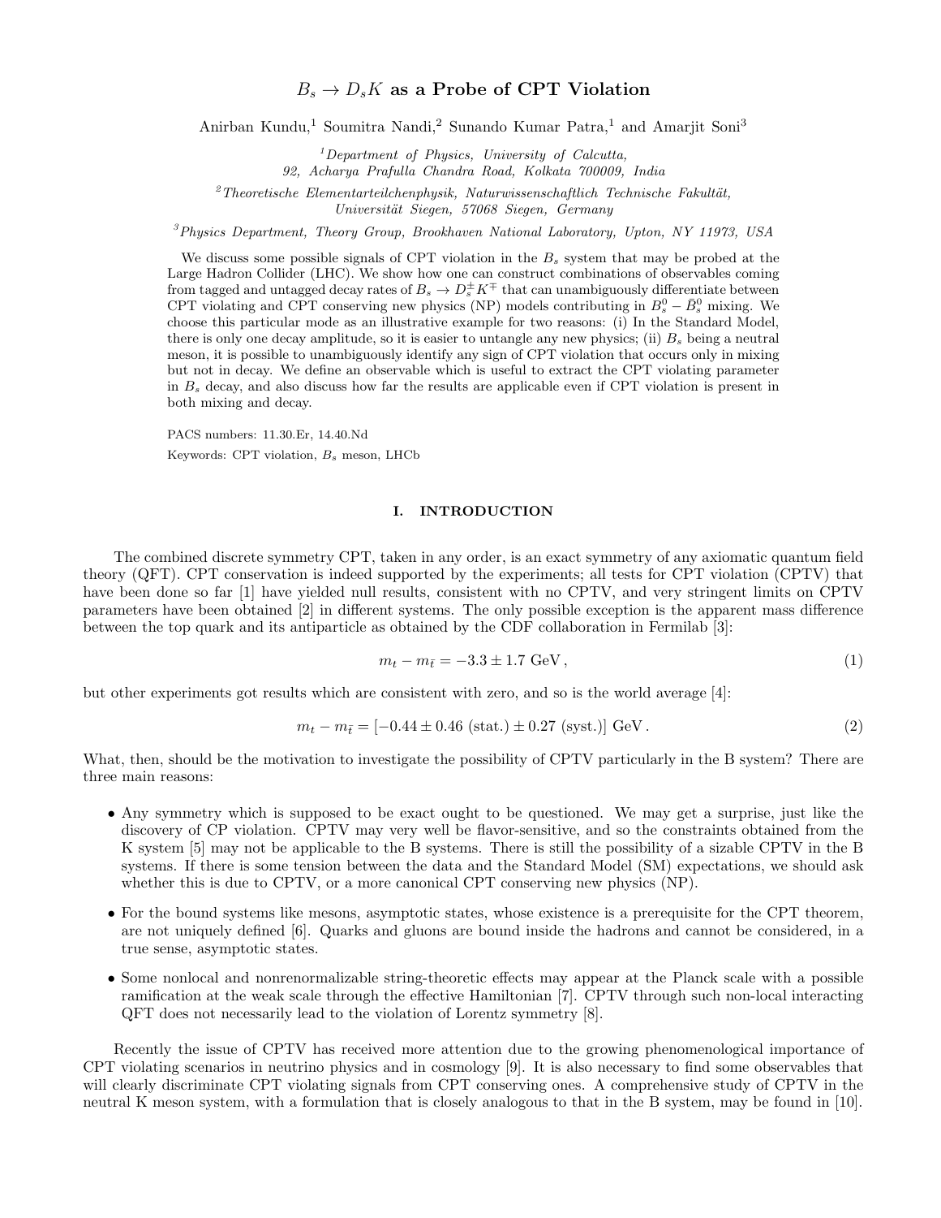# $B_s \to D_s K$ as a Probe of CPT Violation

Anirban Kundu,[1] Soumitra Nandi,[2] Sunando Kumar Patra,[1] and Amarjit Soni[3]

[1] *Department of Physics, University of Calcutta, 92, Acharya Prafulla Chandra Road, Kolkata 700009, India*

[2] *Theoretische Elementarteilchenphysik, Naturwissenschaftlich Technische Fakultät, Universität Siegen, 57068 Siegen, Germany*

[3] *Physics Department, Theory Group, Brookhaven National Laboratory, Upton, NY 11973, USA*

We discuss some possible signals of CPT violation in the $B_s$ system that may be probed at the Large Hadron Collider (LHC). We show how one can construct combinations of observables coming from tagged and untagged decay rates of $B_s \to D_s^\pm K^\mp$ that can unambiguously differentiate between CPT violating and CPT conserving new physics (NP) models contributing in $B_s^0 - \bar{B}_s^0$ mixing. We choose this particular mode as an illustrative example for two reasons: (i) In the Standard Model, there is only one decay amplitude, so it is easier to untangle any new physics; (ii) $B_s$ being a neutral meson, it is possible to unambiguously identify any sign of CPT violation that occurs only in mixing but not in decay. We define an observable which is useful to extract the CPT violating parameter in $B_s$ decay, and also discuss how far the results are applicable even if CPT violation is present in both mixing and decay.

PACS numbers: 11.30.Er, 14.40.Nd

Keywords: CPT violation, $B_s$ meson, LHCb

## I. INTRODUCTION

The combined discrete symmetry CPT, taken in any order, is an exact symmetry of any axiomatic quantum field theory (QFT). CPT conservation is indeed supported by the experiments; all tests for CPT violation (CPTV) that have been done so far [1] have yielded null results, consistent with no CPTV, and very stringent limits on CPTV parameters have been obtained [2] in different systems. The only possible exception is the apparent mass difference between the top quark and its antiparticle as obtained by the CDF collaboration in Fermilab [3]:

$$m_t - m_{\bar{t}} = -3.3 \pm 1.7 \text{ GeV}, \tag{1}$$

but other experiments got results which are consistent with zero, and so is the world average [4]:

$$m_t - m_{\bar{t}} = [-0.44 \pm 0.46 \text{ (stat.)} \pm 0.27 \text{ (syst.)}] \text{ GeV}. \tag{2}$$

What, then, should be the motivation to investigate the possibility of CPTV particularly in the B system? There are three main reasons:

- Any symmetry which is supposed to be exact ought to be questioned. We may get a surprise, just like the discovery of CP violation. CPTV may very well be flavor-sensitive, and so the constraints obtained from the K system [5] may not be applicable to the B systems. There is still the possibility of a sizable CPTV in the B systems. If there is some tension between the data and the Standard Model (SM) expectations, we should ask whether this is due to CPTV, or a more canonical CPT conserving new physics (NP).
- For the bound systems like mesons, asymptotic states, whose existence is a prerequisite for the CPT theorem, are not uniquely defined [6]. Quarks and gluons are bound inside the hadrons and cannot be considered, in a true sense, asymptotic states.
- Some nonlocal and nonrenormalizable string-theoretic effects may appear at the Planck scale with a possible ramification at the weak scale through the effective Hamiltonian [7]. CPTV through such non-local interacting QFT does not necessarily lead to the violation of Lorentz symmetry [8].

Recently the issue of CPTV has received more attention due to the growing phenomenological importance of CPT violating scenarios in neutrino physics and in cosmology [9]. It is also necessary to find some observables that will clearly discriminate CPT violating signals from CPT conserving ones. A comprehensive study of CPTV in the neutral K meson system, with a formulation that is closely analogous to that in the B system, may be found in [10].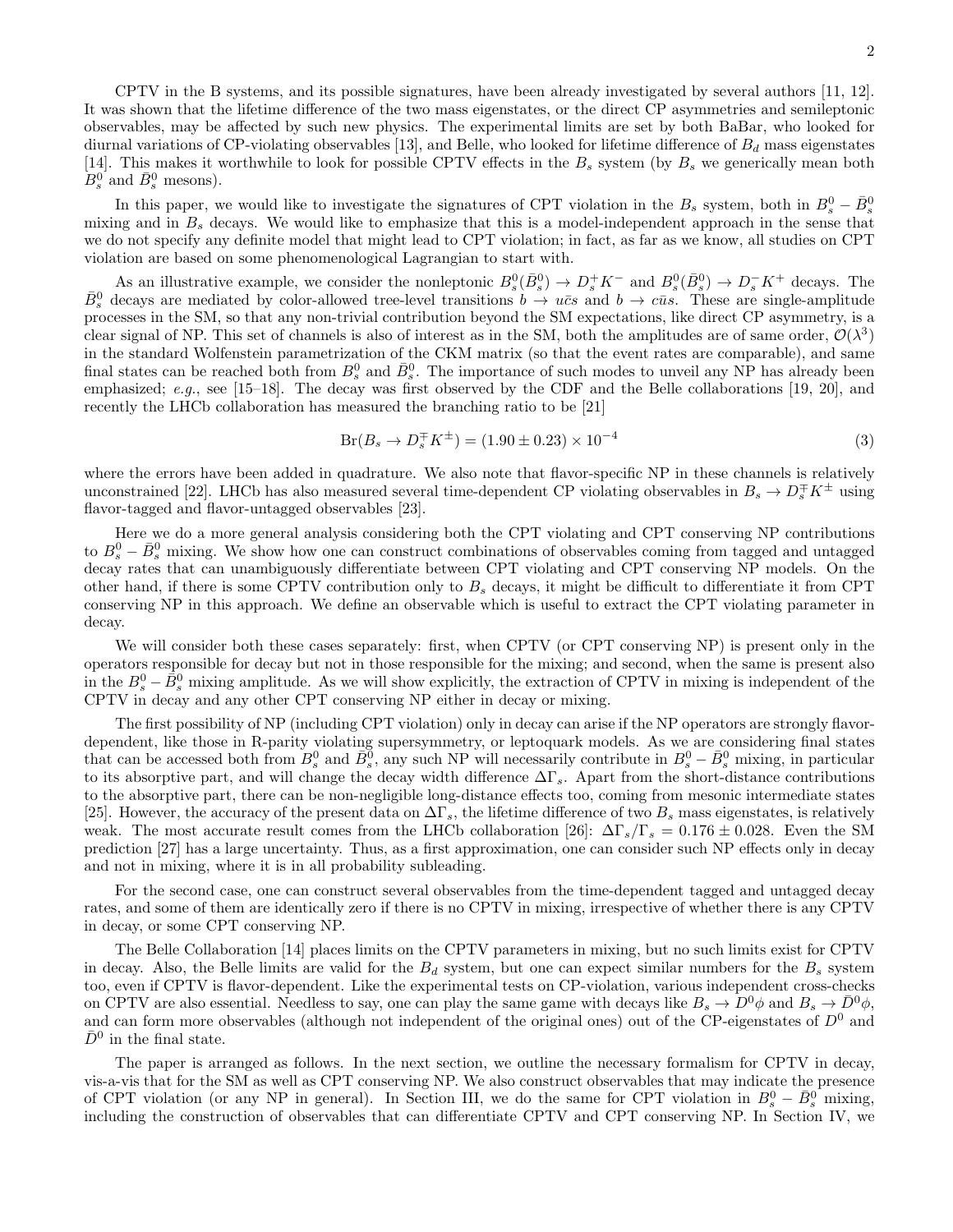CPTV in the B systems, and its possible signatures, have been already investigated by several authors [11, 12]. It was shown that the lifetime difference of the two mass eigenstates, or the direct CP asymmetries and semileptonic observables, may be affected by such new physics. The experimental limits are set by both BaBar, who looked for diurnal variations of CP-violating observables [13], and Belle, who looked for lifetime difference of $B_d$ mass eigenstates [14]. This makes it worthwhile to look for possible CPTV effects in the $B_s$ system (by $B_s$ we generically mean both $B_s^0$ and $\bar{B}_s^0$ mesons).

In this paper, we would like to investigate the signatures of CPT violation in the $B_s$ system, both in $B_s^0 - \bar{B}_s^0$ mixing and in $B_s$ decays. We would like to emphasize that this is a model-independent approach in the sense that we do not specify any definite model that might lead to CPT violation; in fact, as far as we know, all studies on CPT violation are based on some phenomenological Lagrangian to start with.

As an illustrative example, we consider the nonleptonic $B_s^0(\bar{B}_s^0) \to D_s^+ K^-$ and $B_s^0(\bar{B}_s^0) \to D_s^- K^+$ decays. The $\bar{B}_s^0$ decays are mediated by color-allowed tree-level transitions $b \to u\bar{c}s$ and $b \to c\bar{u}s$. These are single-amplitude processes in the SM, so that any non-trivial contribution beyond the SM expectations, like direct CP asymmetry, is a clear signal of NP. This set of channels is also of interest as in the SM, both the amplitudes are of same order, $\mathcal{O}(\lambda^3)$ in the standard Wolfenstein parametrization of the CKM matrix (so that the event rates are comparable), and same final states can be reached both from $B_s^0$ and $\bar{B}_s^0$. The importance of such modes to unveil any NP has already been emphasized; *e.g.*, see [15–18]. The decay was first observed by the CDF and the Belle collaborations [19, 20], and recently the LHCb collaboration has measured the branching ratio to be [21]

$$\mathrm{Br}(B_s \to D_s^{\mp} K^{\pm}) = (1.90 \pm 0.23) \times 10^{-4} \tag{3}$$

where the errors have been added in quadrature. We also note that flavor-specific NP in these channels is relatively unconstrained [22]. LHCb has also measured several time-dependent CP violating observables in $B_s \to D_s^{\mp} K^{\pm}$ using flavor-tagged and flavor-untagged observables [23].

Here we do a more general analysis considering both the CPT violating and CPT conserving NP contributions to $B_s^0 - \bar{B}_s^0$ mixing. We show how one can construct combinations of observables coming from tagged and untagged decay rates that can unambiguously differentiate between CPT violating and CPT conserving NP models. On the other hand, if there is some CPTV contribution only to $B_s$ decays, it might be difficult to differentiate it from CPT conserving NP in this approach. We define an observable which is useful to extract the CPT violating parameter in decay.

We will consider both these cases separately: first, when CPTV (or CPT conserving NP) is present only in the operators responsible for decay but not in those responsible for the mixing; and second, when the same is present also in the $B_s^0 - \bar{B}_s^0$ mixing amplitude. As we will show explicitly, the extraction of CPTV in mixing is independent of the CPTV in decay and any other CPT conserving NP either in decay or mixing.

The first possibility of NP (including CPT violation) only in decay can arise if the NP operators are strongly flavor-dependent, like those in R-parity violating supersymmetry, or leptoquark models. As we are considering final states that can be accessed both from $B_s^0$ and $\bar{B}_s^0$, any such NP will necessarily contribute in $B_s^0 - \bar{B}_s^0$ mixing, in particular to its absorptive part, and will change the decay width difference $\Delta\Gamma_s$. Apart from the short-distance contributions to the absorptive part, there can be non-negligible long-distance effects too, coming from mesonic intermediate states [25]. However, the accuracy of the present data on $\Delta\Gamma_s$, the lifetime difference of two $B_s$ mass eigenstates, is relatively weak. The most accurate result comes from the LHCb collaboration [26]: $\Delta\Gamma_s/\Gamma_s = 0.176 \pm 0.028$. Even the SM prediction [27] has a large uncertainty. Thus, as a first approximation, one can consider such NP effects only in decay and not in mixing, where it is in all probability subleading.

For the second case, one can construct several observables from the time-dependent tagged and untagged decay rates, and some of them are identically zero if there is no CPTV in mixing, irrespective of whether there is any CPTV in decay, or some CPT conserving NP.

The Belle Collaboration [14] places limits on the CPTV parameters in mixing, but no such limits exist for CPTV in decay. Also, the Belle limits are valid for the $B_d$ system, but one can expect similar numbers for the $B_s$ system too, even if CPTV is flavor-dependent. Like the experimental tests on CP-violation, various independent cross-checks on CPTV are also essential. Needless to say, one can play the same game with decays like $B_s \to D^0\phi$ and $B_s \to \bar{D}^0\phi$, and can form more observables (although not independent of the original ones) out of the CP-eigenstates of $D^0$ and $\bar{D}^0$ in the final state.

The paper is arranged as follows. In the next section, we outline the necessary formalism for CPTV in decay, vis-a-vis that for the SM as well as CPT conserving NP. We also construct observables that may indicate the presence of CPT violation (or any NP in general). In Section III, we do the same for CPT violation in $B_s^0 - \bar{B}_s^0$ mixing, including the construction of observables that can differentiate CPTV and CPT conserving NP. In Section IV, we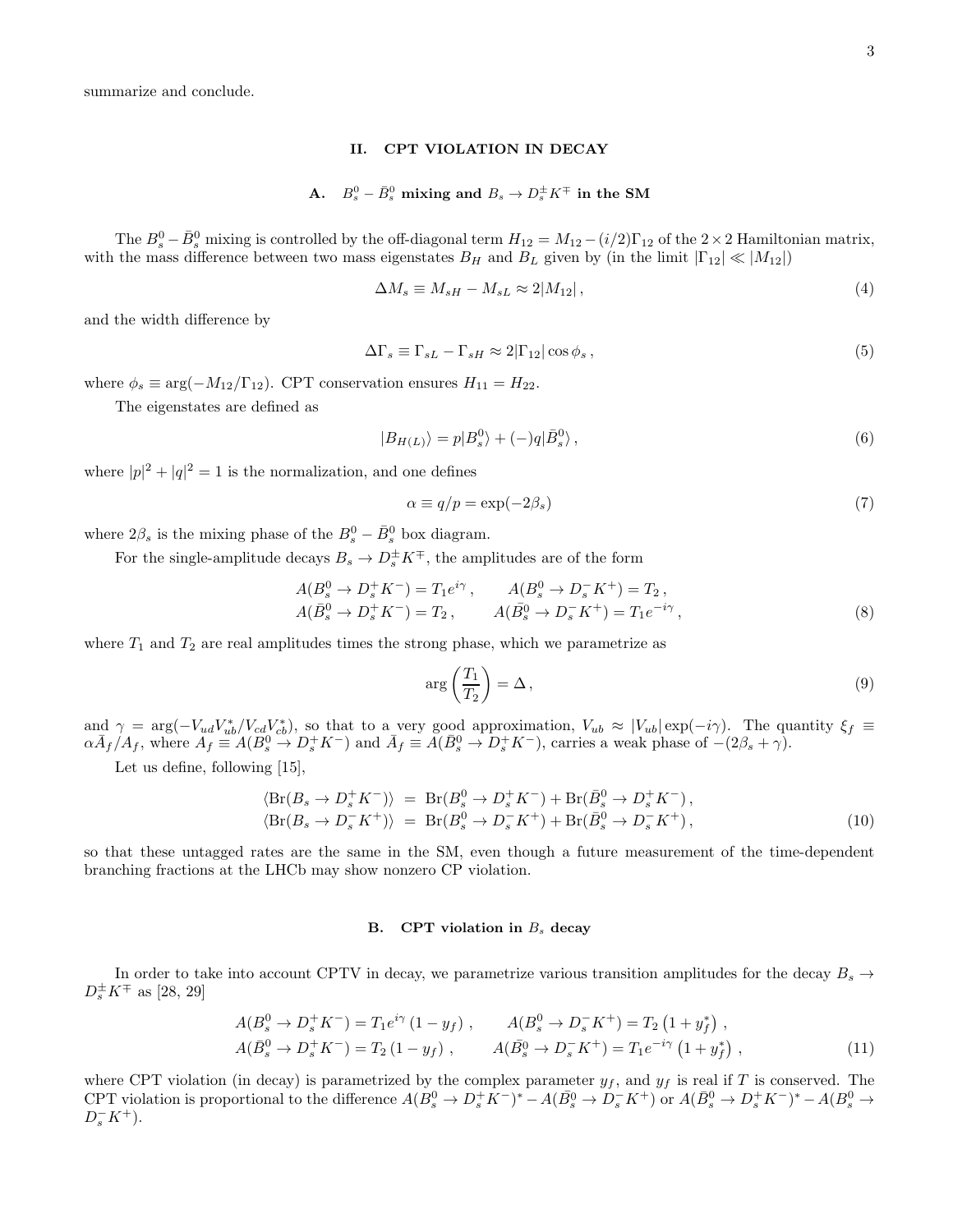summarize and conclude.

## II. CPT VIOLATION IN DECAY

### A. $B_s^0 - \bar{B}_s^0$ mixing and $B_s \to D_s^\pm K^\mp$ in the SM

The $B_s^0 - \bar{B}_s^0$ mixing is controlled by the off-diagonal term $H_{12} = M_{12} - (i/2)\Gamma_{12}$ of the $2 \times 2$ Hamiltonian matrix, with the mass difference between two mass eigenstates $B_H$ and $B_L$ given by (in the limit $|\Gamma_{12}| \ll |M_{12}|$)

$$\Delta M_s \equiv M_{sH} - M_{sL} \approx 2|M_{12}|\,, \tag{4}$$

and the width difference by

$$\Delta \Gamma_s \equiv \Gamma_{sL} - \Gamma_{sH} \approx 2|\Gamma_{12}|\cos\phi_s\,, \tag{5}$$

where $\phi_s \equiv \arg(-M_{12}/\Gamma_{12})$. CPT conservation ensures $H_{11} = H_{22}$.

The eigenstates are defined as

$$|B_{H(L)}\rangle = p|B_s^0\rangle + (-)q|\bar{B}_s^0\rangle\,, \tag{6}$$

where $|p|^2 + |q|^2 = 1$ is the normalization, and one defines

$$\alpha \equiv q/p = \exp(-2\beta_s) \tag{7}$$

where $2\beta_s$ is the mixing phase of the $B_s^0 - \bar{B}_s^0$ box diagram.

For the single-amplitude decays $B_s \to D_s^\pm K^\mp$, the amplitudes are of the form

$$\begin{aligned}
&A(B_s^0 \to D_s^+ K^-) = T_1 e^{i\gamma}\,, \qquad A(B_s^0 \to D_s^- K^+) = T_2\,,\\
&A(\bar{B}_s^0 \to D_s^+ K^-) = T_2\,, \qquad A(\bar{B}_s^0 \to D_s^- K^+) = T_1 e^{-i\gamma}\,,
\end{aligned} \tag{8}$$

where $T_1$ and $T_2$ are real amplitudes times the strong phase, which we parametrize as

$$\arg\left(\frac{T_1}{T_2}\right) = \Delta\,, \tag{9}$$

and $\gamma = \arg(-V_{ud}V_{ub}^*/V_{cd}V_{cb}^*)$, so that to a very good approximation, $V_{ub} \approx |V_{ub}|\exp(-i\gamma)$. The quantity $\xi_f \equiv \alpha\bar{A}_f/A_f$, where $A_f \equiv A(B_s^0 \to D_s^+ K^-)$ and $\bar{A}_f \equiv A(\bar{B}_s^0 \to D_s^+ K^-)$, carries a weak phase of $-(2\beta_s + \gamma)$.

Let us define, following [15],

$$\begin{aligned}
\langle \mathrm{Br}(B_s \to D_s^+ K^-)\rangle &= \mathrm{Br}(B_s^0 \to D_s^+ K^-) + \mathrm{Br}(\bar{B}_s^0 \to D_s^+ K^-)\,,\\
\langle \mathrm{Br}(B_s \to D_s^- K^+)\rangle &= \mathrm{Br}(B_s^0 \to D_s^- K^+) + \mathrm{Br}(\bar{B}_s^0 \to D_s^- K^+)\,,
\end{aligned} \tag{10}$$

so that these untagged rates are the same in the SM, even though a future measurement of the time-dependent branching fractions at the LHCb may show nonzero CP violation.

### B. CPT violation in $B_s$ decay

In order to take into account CPTV in decay, we parametrize various transition amplitudes for the decay $B_s \to D_s^\pm K^\mp$ as [28, 29]

$$\begin{aligned}
&A(B_s^0 \to D_s^+ K^-) = T_1 e^{i\gamma}\left(1 - y_f\right)\,, \qquad A(B_s^0 \to D_s^- K^+) = T_2\left(1 + y_f^*\right)\,,\\
&A(\bar{B}_s^0 \to D_s^+ K^-) = T_2\left(1 - y_f\right)\,, \qquad A(\bar{B}_s^0 \to D_s^- K^+) = T_1 e^{-i\gamma}\left(1 + y_f^*\right)\,,
\end{aligned} \tag{11}$$

where CPT violation (in decay) is parametrized by the complex parameter $y_f$, and $y_f$ is real if $T$ is conserved. The CPT violation is proportional to the difference $A(B_s^0 \to D_s^+ K^-)^* - A(\bar{B}_s^0 \to D_s^- K^+)$ or $A(\bar{B}_s^0 \to D_s^+ K^-)^* - A(B_s^0 \to D_s^- K^+)$.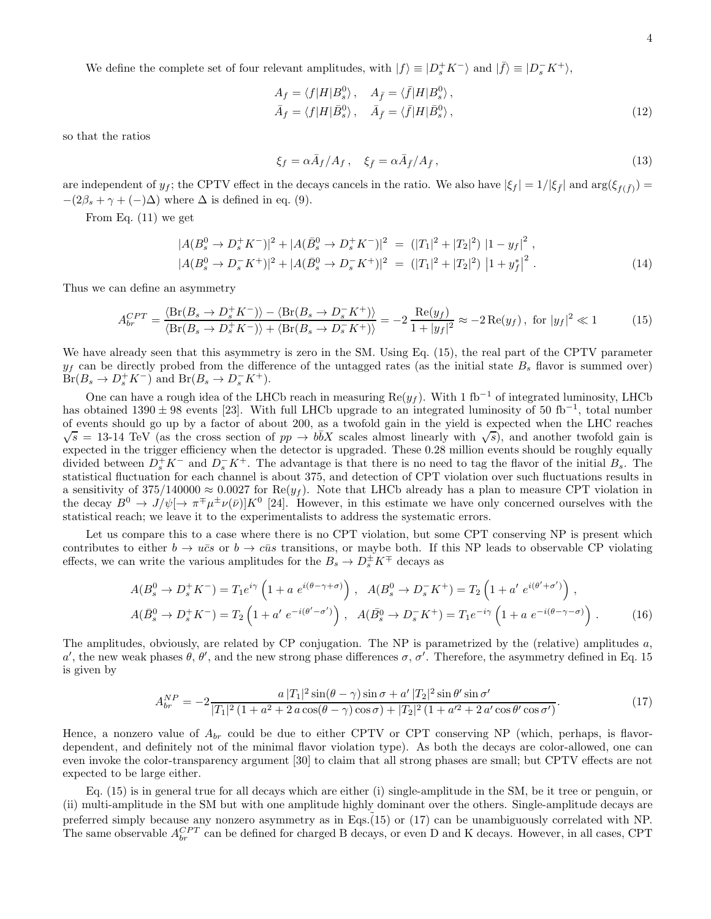We define the complete set of four relevant amplitudes, with $|f\rangle \equiv |D_s^+ K^-\rangle$ and $|\bar{f}\rangle \equiv |D_s^- K^+\rangle$,

$$
\begin{aligned}
A_f &= \langle f|H|B_s^0\rangle\,, \quad A_{\bar{f}} = \langle \bar{f}|H|B_s^0\rangle\,,\\
\bar{A}_f &= \langle f|H|\bar{B}_s^0\rangle\,, \quad \bar{A}_{\bar{f}} = \langle \bar{f}|H|\bar{B}_s^0\rangle\,,
\end{aligned}
\tag{12}
$$

so that the ratios

$$
\xi_f = \alpha \bar{A}_f/A_f\,, \quad \xi_{\bar{f}} = \alpha \bar{A}_{\bar{f}}/A_{\bar{f}}\,,
\tag{13}
$$

are independent of $y_f$; the CPTV effect in the decays cancels in the ratio. We also have $|\xi_f| = 1/|\xi_{\bar{f}}|$ and $\arg(\xi_{f(\bar{f})}) = -(2\beta_s + \gamma + (-)\Delta)$ where $\Delta$ is defined in eq. (9).

From Eq. (11) we get

$$
\begin{aligned}
|A(B_s^0 \to D_s^+ K^-)|^2 + |A(\bar{B}_s^0 \to D_s^+ K^-)|^2 &= \left(|T_1|^2 + |T_2|^2\right) |1 - y_f|^2\,,\\
|A(B_s^0 \to D_s^- K^+)|^2 + |A(\bar{B}_s^0 \to D_s^- K^+)|^2 &= \left(|T_1|^2 + |T_2|^2\right) \left|1 + y_f^*\right|^2\,.
\end{aligned}
\tag{14}
$$

Thus we can define an asymmetry

$$
A_{br}^{CPT} = \frac{\langle \mathrm{Br}(B_s \to D_s^+ K^-)\rangle - \langle \mathrm{Br}(B_s \to D_s^- K^+)\rangle}{\langle \mathrm{Br}(B_s \to D_s^+ K^-)\rangle + \langle \mathrm{Br}(B_s \to D_s^- K^+)\rangle} = -2\,\frac{\mathrm{Re}(y_f)}{1 + |y_f|^2} \approx -2\,\mathrm{Re}(y_f)\,,\ \text{for } |y_f|^2 \ll 1
\tag{15}
$$

We have already seen that this asymmetry is zero in the SM. Using Eq. (15), the real part of the CPTV parameter $y_f$ can be directly probed from the difference of the untagged rates (as the initial state $B_s$ flavor is summed over) $\mathrm{Br}(B_s \to D_s^+ K^-)$ and $\mathrm{Br}(B_s \to D_s^- K^+)$.

One can have a rough idea of the LHCb reach in measuring $\mathrm{Re}(y_f)$. With 1 fb$^{-1}$ of integrated luminosity, LHCb has obtained $1390 \pm 98$ events [23]. With full LHCb upgrade to an integrated luminosity of 50 fb$^{-1}$, total number of events should go up by a factor of about 200, as a twofold gain in the yield is expected when the LHC reaches $\sqrt{s}$ = 13-14 TeV (as the cross section of $pp \to b\bar{b}X$ scales almost linearly with $\sqrt{s}$), and another twofold gain is expected in the trigger efficiency when the detector is upgraded. These 0.28 million events should be roughly equally divided between $D_s^+ K^-$ and $D_s^- K^+$. The advantage is that there is no need to tag the flavor of the initial $B_s$. The statistical fluctuation for each channel is about 375, and detection of CPT violation over such fluctuations results in a sensitivity of $375/140000 \approx 0.0027$ for $\mathrm{Re}(y_f)$. Note that LHCb already has a plan to measure CPT violation in the decay $B^0 \to J/\psi[\to \pi^\mp \mu^\pm \nu(\bar{\nu})]K^0$ [24]. However, in this estimate we have only concerned ourselves with the statistical reach; we leave it to the experimentalists to address the systematic errors.

Let us compare this to a case where there is no CPT violation, but some CPT conserving NP is present which contributes to either $b \to u\bar{c}s$ or $b \to c\bar{u}s$ transitions, or maybe both. If this NP leads to observable CP violating effects, we can write the various amplitudes for the $B_s \to D_s^\pm K^\mp$ decays as

$$
\begin{aligned}
A(B_s^0 \to D_s^+ K^-) &= T_1 e^{i\gamma}\left(1 + a\ e^{i(\theta - \gamma + \sigma)}\right)\,, \quad A(B_s^0 \to D_s^- K^+) = T_2\left(1 + a'\ e^{i(\theta' + \sigma')}\right)\,,\\
A(\bar{B}_s^0 \to D_s^+ K^-) &= T_2\left(1 + a'\ e^{-i(\theta' - \sigma')}\right)\,, \quad A(\bar{B}_s^0 \to D_s^- K^+) = T_1 e^{-i\gamma}\left(1 + a\ e^{-i(\theta - \gamma - \sigma)}\right)\,.
\end{aligned}
\tag{16}
$$

The amplitudes, obviously, are related by CP conjugation. The NP is parametrized by the (relative) amplitudes $a$, $a'$, the new weak phases $\theta$, $\theta'$, and the new strong phase differences $\sigma$, $\sigma'$. Therefore, the asymmetry defined in Eq. 15 is given by

$$
A_{br}^{NP} = -2\frac{a\,|T_1|^2 \sin(\theta - \gamma)\sin\sigma + a'\,|T_2|^2 \sin\theta' \sin\sigma'}{|T_1|^2\left(1 + a^2 + 2\,a\cos(\theta - \gamma)\cos\sigma\right) + |T_2|^2\left(1 + a'^2 + 2\,a'\cos\theta' \cos\sigma'\right)}.
\tag{17}
$$

Hence, a nonzero value of $A_{br}$ could be due to either CPTV or CPT conserving NP (which, perhaps, is flavor-dependent, and definitely not of the minimal flavor violation type). As both the decays are color-allowed, one can even invoke the color-transparency argument [30] to claim that all strong phases are small; but CPTV effects are not expected to be large either.

Eq. (15) is in general true for all decays which are either (i) single-amplitude in the SM, be it tree or penguin, or (ii) multi-amplitude in the SM but with one amplitude highly dominant over the others. Single-amplitude decays are preferred simply because any nonzero asymmetry as in Eqs.(15) or (17) can be unambiguously correlated with NP. The same observable $A_{br}^{CPT}$ can be defined for charged B decays, or even D and K decays. However, in all cases, CPT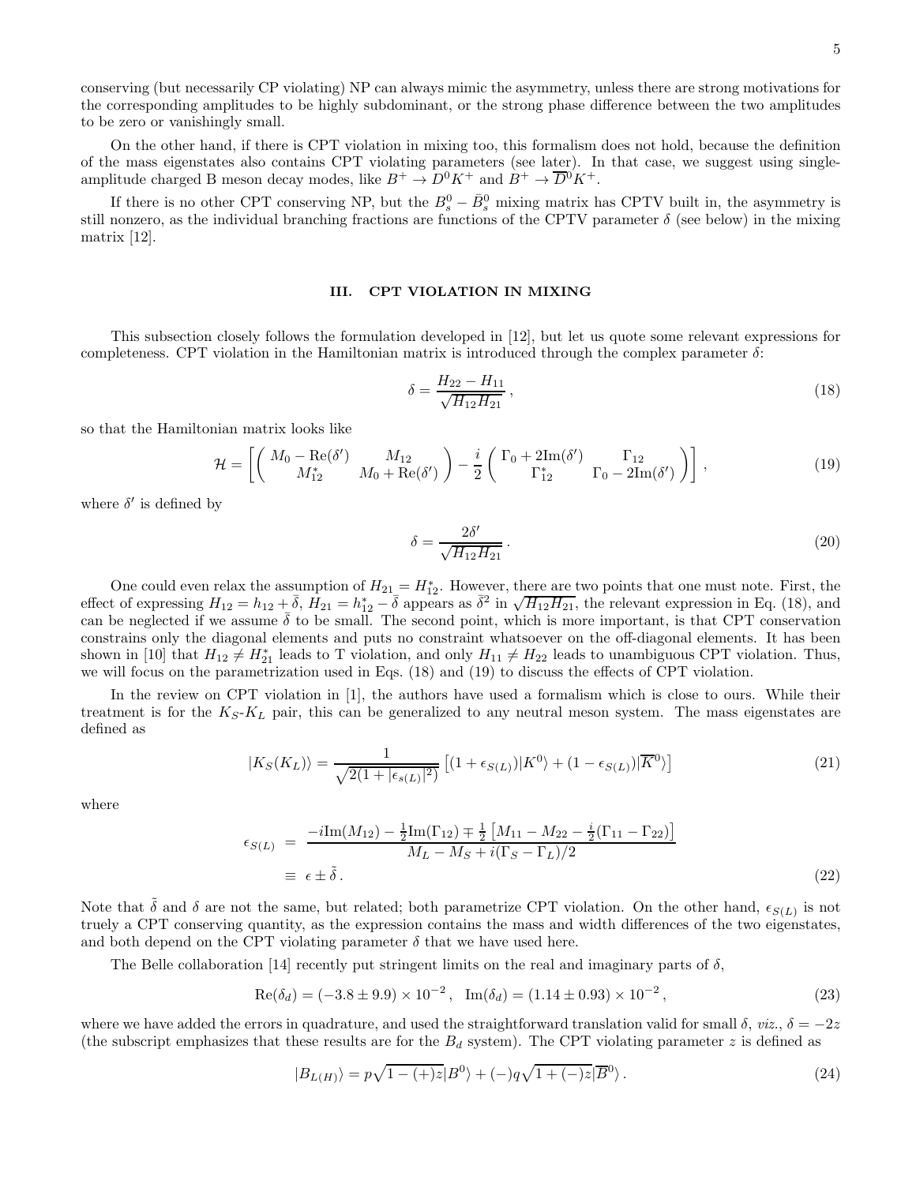conserving (but necessarily CP violating) NP can always mimic the asymmetry, unless there are strong motivations for the corresponding amplitudes to be highly subdominant, or the strong phase difference between the two amplitudes to be zero or vanishingly small.

On the other hand, if there is CPT violation in mixing too, this formalism does not hold, because the definition of the mass eigenstates also contains CPT violating parameters (see later). In that case, we suggest using single-amplitude charged B meson decay modes, like $B^+ \to D^0 K^+$ and $B^+ \to \overline{D}^0 K^+$.

If there is no other CPT conserving NP, but the $B_s^0 - \bar{B}_s^0$ mixing matrix has CPTV built in, the asymmetry is still nonzero, as the individual branching fractions are functions of the CPTV parameter $\delta$ (see below) in the mixing matrix [12].

## III. CPT VIOLATION IN MIXING

This subsection closely follows the formulation developed in [12], but let us quote some relevant expressions for completeness. CPT violation in the Hamiltonian matrix is introduced through the complex parameter $\delta$:

$$\delta = \frac{H_{22} - H_{11}}{\sqrt{H_{12} H_{21}}}\,, \tag{18}$$

so that the Hamiltonian matrix looks like

$$\mathcal{H} = \left[ \begin{pmatrix} M_0 - \mathrm{Re}(\delta') & M_{12} \\ M_{12}^* & M_0 + \mathrm{Re}(\delta') \end{pmatrix} - \frac{i}{2} \begin{pmatrix} \Gamma_0 + 2\mathrm{Im}(\delta') & \Gamma_{12} \\ \Gamma_{12}^* & \Gamma_0 - 2\mathrm{Im}(\delta') \end{pmatrix} \right], \tag{19}$$

where $\delta'$ is defined by

$$\delta = \frac{2\delta'}{\sqrt{H_{12} H_{21}}}\,. \tag{20}$$

One could even relax the assumption of $H_{21} = H_{12}^*$. However, there are two points that one must note. First, the effect of expressing $H_{12} = h_{12} + \bar{\delta}$, $H_{21} = h_{12}^* - \bar{\delta}$ appears as $\bar{\delta}^2$ in $\sqrt{H_{12}H_{21}}$, the relevant expression in Eq. (18), and can be neglected if we assume $\bar{\delta}$ to be small. The second point, which is more important, is that CPT conservation constrains only the diagonal elements and puts no constraint whatsoever on the off-diagonal elements. It has been shown in [10] that $H_{12} \neq H_{21}^*$ leads to T violation, and only $H_{11} \neq H_{22}$ leads to unambiguous CPT violation. Thus, we will focus on the parametrization used in Eqs. (18) and (19) to discuss the effects of CPT violation.

In the review on CPT violation in [1], the authors have used a formalism which is close to ours. While their treatment is for the $K_S$-$K_L$ pair, this can be generalized to any neutral meson system. The mass eigenstates are defined as

$$|K_S(K_L)\rangle = \frac{1}{\sqrt{2(1+|\epsilon_{s(L)}|^2)}} \left[ (1+\epsilon_{S(L)})|K^0\rangle + (1-\epsilon_{S(L)})|\overline{K}^0\rangle \right] \tag{21}$$

where

$$\begin{aligned} \epsilon_{S(L)} &= \frac{-i\mathrm{Im}(M_{12}) - \frac{1}{2}\mathrm{Im}(\Gamma_{12}) \mp \frac{1}{2}\left[ M_{11} - M_{22} - \frac{i}{2}(\Gamma_{11} - \Gamma_{22}) \right]}{M_L - M_S + i(\Gamma_S - \Gamma_L)/2} \\ &\equiv \epsilon \pm \tilde{\delta}\,. \end{aligned} \tag{22}$$

Note that $\tilde{\delta}$ and $\delta$ are not the same, but related; both parametrize CPT violation. On the other hand, $\epsilon_{S(L)}$ is not truely a CPT conserving quantity, as the expression contains the mass and width differences of the two eigenstates, and both depend on the CPT violating parameter $\delta$ that we have used here.

The Belle collaboration [14] recently put stringent limits on the real and imaginary parts of $\delta$,

$$\mathrm{Re}(\delta_d) = (-3.8 \pm 9.9) \times 10^{-2}\,, \quad \mathrm{Im}(\delta_d) = (1.14 \pm 0.93) \times 10^{-2}\,, \tag{23}$$

where we have added the errors in quadrature, and used the straightforward translation valid for small $\delta$, *viz.*, $\delta = -2z$ (the subscript emphasizes that these results are for the $B_d$ system). The CPT violating parameter $z$ is defined as

$$|B_{L(H)}\rangle = p\sqrt{1-(+)z}|B^0\rangle + (-)q\sqrt{1+(-)z}|\overline{B}^0\rangle\,. \tag{24}$$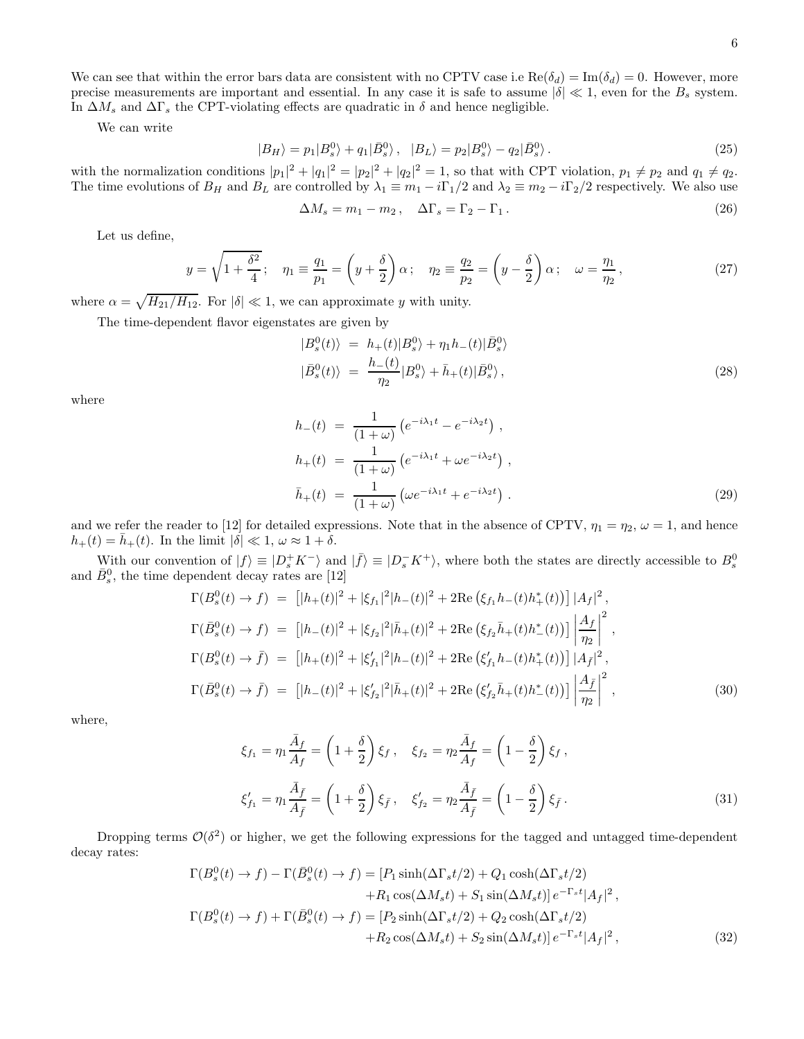We can see that within the error bars data are consistent with no CPTV case i.e $\mathrm{Re}(\delta_d) = \mathrm{Im}(\delta_d) = 0$. However, more precise measurements are important and essential. In any case it is safe to assume $|\delta| \ll 1$, even for the $B_s$ system. In $\Delta M_s$ and $\Delta\Gamma_s$ the CPT-violating effects are quadratic in $\delta$ and hence negligible.

We can write

$$|B_H\rangle = p_1|B_s^0\rangle + q_1|\bar{B}_s^0\rangle\,, \quad |B_L\rangle = p_2|B_s^0\rangle - q_2|\bar{B}_s^0\rangle\,. \tag{25}$$

with the normalization conditions $|p_1|^2 + |q_1|^2 = |p_2|^2 + |q_2|^2 = 1$, so that with CPT violation, $p_1 \neq p_2$ and $q_1 \neq q_2$. The time evolutions of $B_H$ and $B_L$ are controlled by $\lambda_1 \equiv m_1 - i\Gamma_1/2$ and $\lambda_2 \equiv m_2 - i\Gamma_2/2$ respectively. We also use

$$\Delta M_s = m_1 - m_2\,, \quad \Delta\Gamma_s = \Gamma_2 - \Gamma_1\,. \tag{26}$$

Let us define,

$$y = \sqrt{1 + \frac{\delta^2}{4}}\,; \quad \eta_1 \equiv \frac{q_1}{p_1} = \left(y + \frac{\delta}{2}\right)\alpha\,; \quad \eta_2 \equiv \frac{q_2}{p_2} = \left(y - \frac{\delta}{2}\right)\alpha\,; \quad \omega = \frac{\eta_1}{\eta_2}\,, \tag{27}$$

where $\alpha = \sqrt{H_{21}/H_{12}}$. For $|\delta| \ll 1$, we can approximate $y$ with unity.

The time-dependent flavor eigenstates are given by

$$\begin{aligned} |B_s^0(t)\rangle &= h_+(t)|B_s^0\rangle + \eta_1 h_-(t)|\bar{B}_s^0\rangle \\ |\bar{B}_s^0(t)\rangle &= \frac{h_-(t)}{\eta_2}|B_s^0\rangle + \bar{h}_+(t)|\bar{B}_s^0\rangle\,, \end{aligned} \tag{28}$$

where

$$\begin{aligned} h_-(t) &= \frac{1}{(1+\omega)}\left(e^{-i\lambda_1 t} - e^{-i\lambda_2 t}\right)\,, \\ h_+(t) &= \frac{1}{(1+\omega)}\left(e^{-i\lambda_1 t} + \omega e^{-i\lambda_2 t}\right)\,, \\ \bar{h}_+(t) &= \frac{1}{(1+\omega)}\left(\omega e^{-i\lambda_1 t} + e^{-i\lambda_2 t}\right)\,. \end{aligned} \tag{29}$$

and we refer the reader to [12] for detailed expressions. Note that in the absence of CPTV, $\eta_1 = \eta_2$, $\omega = 1$, and hence $h_+(t) = \bar{h}_+(t)$. In the limit $|\delta| \ll 1$, $\omega \approx 1 + \delta$.

With our convention of $|f\rangle \equiv |D_s^+ K^-\rangle$ and $|\bar{f}\rangle \equiv |D_s^- K^+\rangle$, where both the states are directly accessible to $B_s^0$ and $\bar{B}_s^0$, the time dependent decay rates are [12]

$$\begin{aligned} \Gamma(B_s^0(t) \to f) &= \left[|h_+(t)|^2 + |\xi_{f_1}|^2 |h_-(t)|^2 + 2\mathrm{Re}\left(\xi_{f_1} h_-(t) h_+^*(t)\right)\right] |A_f|^2\,, \\ \Gamma(\bar{B}_s^0(t) \to f) &= \left[|h_-(t)|^2 + |\xi_{f_2}|^2 |\bar{h}_+(t)|^2 + 2\mathrm{Re}\left(\xi_{f_2} \bar{h}_+(t) h_-^*(t)\right)\right] \left|\frac{A_f}{\eta_2}\right|^2\,, \\ \Gamma(B_s^0(t) \to \bar{f}) &= \left[|h_+(t)|^2 + |\xi'_{f_1}|^2 |h_-(t)|^2 + 2\mathrm{Re}\left(\xi'_{f_1} h_-(t) h_+^*(t)\right)\right] |A_{\bar{f}}|^2\,, \\ \Gamma(\bar{B}_s^0(t) \to \bar{f}) &= \left[|h_-(t)|^2 + |\xi'_{f_2}|^2 |\bar{h}_+(t)|^2 + 2\mathrm{Re}\left(\xi'_{f_2} \bar{h}_+(t) h_-^*(t)\right)\right] \left|\frac{A_{\bar{f}}}{\eta_2}\right|^2\,, \end{aligned} \tag{30}$$

where,

$$\begin{aligned} \xi_{f_1} &= \eta_1 \frac{\bar{A}_f}{A_f} = \left(1 + \frac{\delta}{2}\right)\xi_f\,, \quad \xi_{f_2} = \eta_2 \frac{\bar{A}_f}{A_f} = \left(1 - \frac{\delta}{2}\right)\xi_f\,, \\ \xi'_{f_1} &= \eta_1 \frac{\bar{A}_{\bar{f}}}{A_{\bar{f}}} = \left(1 + \frac{\delta}{2}\right)\xi_{\bar{f}}\,, \quad \xi'_{f_2} = \eta_2 \frac{\bar{A}_{\bar{f}}}{A_{\bar{f}}} = \left(1 - \frac{\delta}{2}\right)\xi_{\bar{f}}\,. \end{aligned} \tag{31}$$

Dropping terms $\mathcal{O}(\delta^2)$ or higher, we get the following expressions for the tagged and untagged time-dependent decay rates:

$$\begin{aligned} \Gamma(B_s^0(t) \to f) - \Gamma(\bar{B}_s^0(t) \to f) &= [P_1 \sinh(\Delta\Gamma_s t/2) + Q_1 \cosh(\Delta\Gamma_s t/2) \\ &\quad + R_1 \cos(\Delta M_s t) + S_1 \sin(\Delta M_s t)]\, e^{-\Gamma_s t}|A_f|^2\,, \\ \Gamma(B_s^0(t) \to f) + \Gamma(\bar{B}_s^0(t) \to f) &= [P_2 \sinh(\Delta\Gamma_s t/2) + Q_2 \cosh(\Delta\Gamma_s t/2) \\ &\quad + R_2 \cos(\Delta M_s t) + S_2 \sin(\Delta M_s t)]\, e^{-\Gamma_s t}|A_f|^2\,, \end{aligned} \tag{32}$$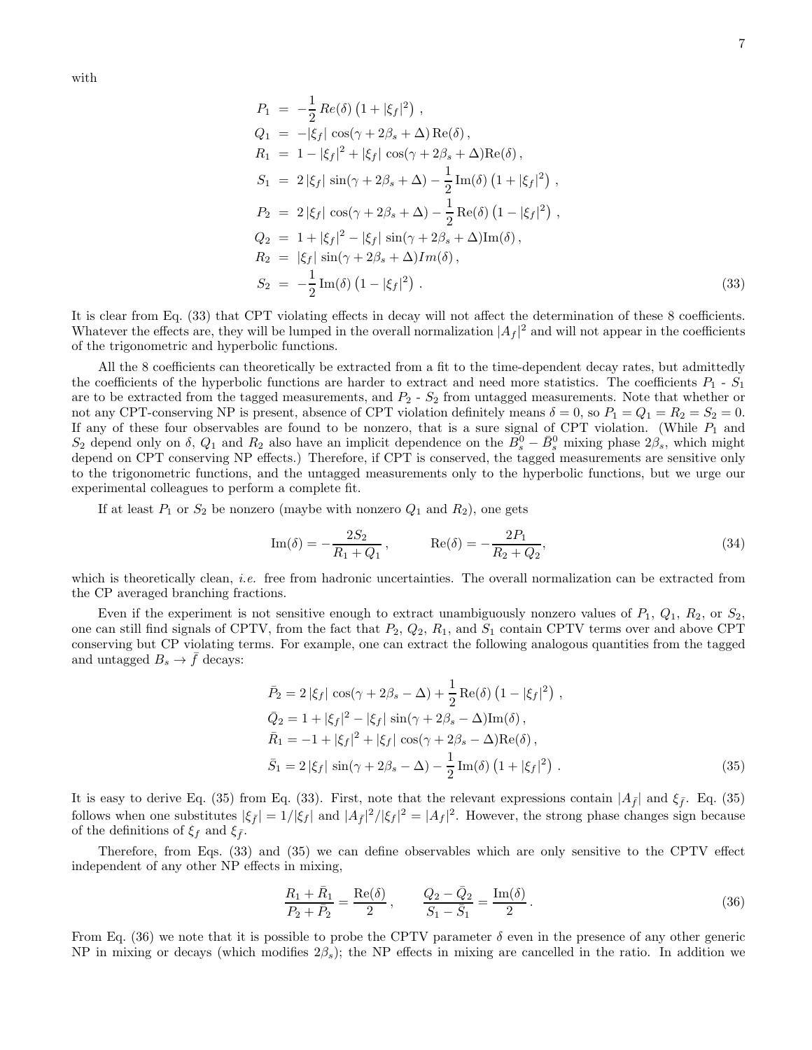with

$$
\begin{aligned}
P_1 &= -\frac{1}{2}\,Re(\delta)\left(1+|\xi_f|^2\right)\,, \\
Q_1 &= -|\xi_f|\,\cos(\gamma+2\beta_s+\Delta)\,\mathrm{Re}(\delta)\,, \\
R_1 &= 1-|\xi_f|^2+|\xi_f|\,\cos(\gamma+2\beta_s+\Delta)\mathrm{Re}(\delta)\,, \\
S_1 &= 2\,|\xi_f|\,\sin(\gamma+2\beta_s+\Delta)-\frac{1}{2}\,\mathrm{Im}(\delta)\left(1+|\xi_f|^2\right)\,, \\
P_2 &= 2\,|\xi_f|\,\cos(\gamma+2\beta_s+\Delta)-\frac{1}{2}\,\mathrm{Re}(\delta)\left(1-|\xi_f|^2\right)\,, \\
Q_2 &= 1+|\xi_f|^2-|\xi_f|\,\sin(\gamma+2\beta_s+\Delta)\mathrm{Im}(\delta)\,, \\
R_2 &= |\xi_f|\,\sin(\gamma+2\beta_s+\Delta)Im(\delta)\,, \\
S_2 &= -\frac{1}{2}\,\mathrm{Im}(\delta)\left(1-|\xi_f|^2\right)\,.
\end{aligned}
\tag{33}
$$

It is clear from Eq. (33) that CPT violating effects in decay will not affect the determination of these 8 coefficients. Whatever the effects are, they will be lumped in the overall normalization $|A_f|^2$ and will not appear in the coefficients of the trigonometric and hyperbolic functions.

All the 8 coefficients can theoretically be extracted from a fit to the time-dependent decay rates, but admittedly the coefficients of the hyperbolic functions are harder to extract and need more statistics. The coefficients $P_1$ - $S_1$ are to be extracted from the tagged measurements, and $P_2$ - $S_2$ from untagged measurements. Note that whether or not any CPT-conserving NP is present, absence of CPT violation definitely means $\delta = 0$, so $P_1 = Q_1 = R_2 = S_2 = 0$. If any of these four observables are found to be nonzero, that is a sure signal of CPT violation. (While $P_1$ and $S_2$ depend only on $\delta$, $Q_1$ and $R_2$ also have an implicit dependence on the $B_s^0 - \bar{B}_s^0$ mixing phase $2\beta_s$, which might depend on CPT conserving NP effects.) Therefore, if CPT is conserved, the tagged measurements are sensitive only to the trigonometric functions, and the untagged measurements only to the hyperbolic functions, but we urge our experimental colleagues to perform a complete fit.

If at least $P_1$ or $S_2$ be nonzero (maybe with nonzero $Q_1$ and $R_2$), one gets

$$
\mathrm{Im}(\delta) = -\frac{2S_2}{R_1+Q_1}\,, \qquad \mathrm{Re}(\delta) = -\frac{2P_1}{R_2+Q_2}, \tag{34}
$$

which is theoretically clean, *i.e.* free from hadronic uncertainties. The overall normalization can be extracted from the CP averaged branching fractions.

Even if the experiment is not sensitive enough to extract unambiguously nonzero values of $P_1$, $Q_1$, $R_2$, or $S_2$, one can still find signals of CPTV, from the fact that $P_2$, $Q_2$, $R_1$, and $S_1$ contain CPTV terms over and above CPT conserving but CP violating terms. For example, one can extract the following analogous quantities from the tagged and untagged $B_s \to \bar{f}$ decays:

$$
\begin{aligned}
\bar{P}_2 &= 2\,|\xi_f|\,\cos(\gamma+2\beta_s-\Delta)+\frac{1}{2}\,\mathrm{Re}(\delta)\left(1-|\xi_f|^2\right)\,, \\
\bar{Q}_2 &= 1+|\xi_f|^2-|\xi_f|\,\sin(\gamma+2\beta_s-\Delta)\mathrm{Im}(\delta)\,, \\
\bar{R}_1 &= -1+|\xi_f|^2+|\xi_f|\,\cos(\gamma+2\beta_s-\Delta)\mathrm{Re}(\delta)\,, \\
\bar{S}_1 &= 2\,|\xi_f|\,\sin(\gamma+2\beta_s-\Delta)-\frac{1}{2}\,\mathrm{Im}(\delta)\left(1+|\xi_f|^2\right)\,.
\end{aligned}
\tag{35}
$$

It is easy to derive Eq. (35) from Eq. (33). First, note that the relevant expressions contain $|A_{\bar{f}}|$ and $\xi_{\bar{f}}$. Eq. (35) follows when one substitutes $|\xi_{\bar{f}}| = 1/|\xi_f|$ and $|A_{\bar{f}}|^2/|\xi_f|^2 = |A_f|^2$. However, the strong phase changes sign because of the definitions of $\xi_f$ and $\xi_{\bar{f}}$.

Therefore, from Eqs. (33) and (35) we can define observables which are only sensitive to the CPTV effect independent of any other NP effects in mixing,

$$
\frac{R_1+\bar{R}_1}{P_2+\bar{P}_2} = \frac{\mathrm{Re}(\delta)}{2}\,, \qquad \frac{Q_2-\bar{Q}_2}{S_1-\bar{S}_1} = \frac{\mathrm{Im}(\delta)}{2}\,. \tag{36}
$$

From Eq. (36) we note that it is possible to probe the CPTV parameter $\delta$ even in the presence of any other generic NP in mixing or decays (which modifies $2\beta_s$); the NP effects in mixing are cancelled in the ratio. In addition we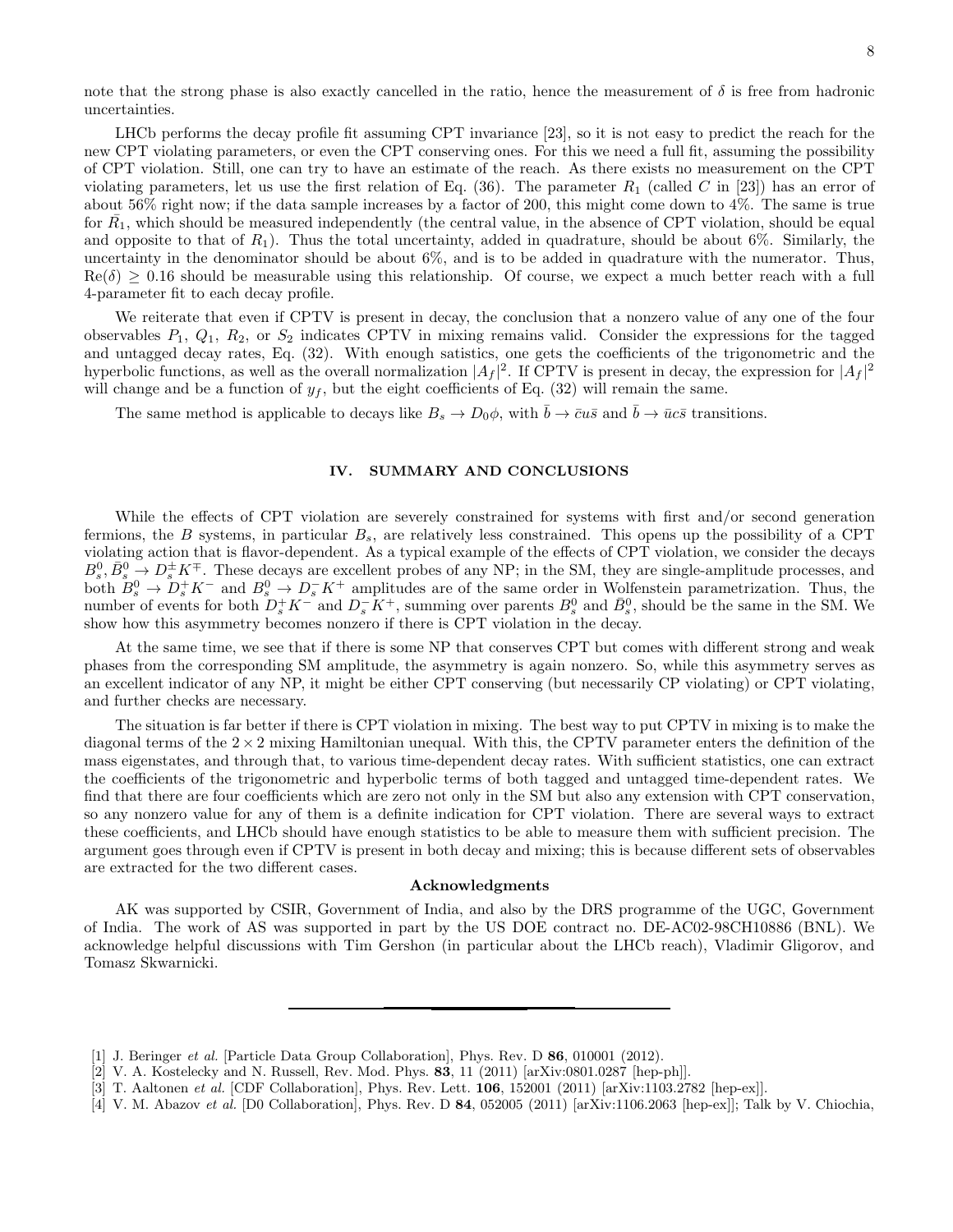note that the strong phase is also exactly cancelled in the ratio, hence the measurement of $\delta$ is free from hadronic uncertainties.

LHCb performs the decay profile fit assuming CPT invariance [23], so it is not easy to predict the reach for the new CPT violating parameters, or even the CPT conserving ones. For this we need a full fit, assuming the possibility of CPT violation. Still, one can try to have an estimate of the reach. As there exists no measurement on the CPT violating parameters, let us use the first relation of Eq. (36). The parameter $R_1$ (called $C$ in [23]) has an error of about 56% right now; if the data sample increases by a factor of 200, this might come down to 4%. The same is true for $\bar{R}_1$, which should be measured independently (the central value, in the absence of CPT violation, should be equal and opposite to that of $R_1$). Thus the total uncertainty, added in quadrature, should be about 6%. Similarly, the uncertainty in the denominator should be about 6%, and is to be added in quadrature with the numerator. Thus, $\mathrm{Re}(\delta) \geq 0.16$ should be measurable using this relationship. Of course, we expect a much better reach with a full 4-parameter fit to each decay profile.

We reiterate that even if CPTV is present in decay, the conclusion that a nonzero value of any one of the four observables $P_1$, $Q_1$, $R_2$, or $S_2$ indicates CPTV in mixing remains valid. Consider the expressions for the tagged and untagged decay rates, Eq. (32). With enough satistics, one gets the coefficients of the trigonometric and the hyperbolic functions, as well as the overall normalization $|A_f|^2$. If CPTV is present in decay, the expression for $|A_f|^2$ will change and be a function of $y_f$, but the eight coefficients of Eq. (32) will remain the same.

The same method is applicable to decays like $B_s \to D_0\phi$, with $\bar{b} \to \bar{c}u\bar{s}$ and $\bar{b} \to \bar{u}c\bar{s}$ transitions.

## IV. SUMMARY AND CONCLUSIONS

While the effects of CPT violation are severely constrained for systems with first and/or second generation fermions, the $B$ systems, in particular $B_s$, are relatively less constrained. This opens up the possibility of a CPT violating action that is flavor-dependent. As a typical example of the effects of CPT violation, we consider the decays $B_s^0, \bar{B}_s^0 \to D_s^{\pm}K^{\mp}$. These decays are excellent probes of any NP; in the SM, they are single-amplitude processes, and both $\bar{B}_s^0 \to D_s^+K^-$ and $B_s^0 \to D_s^-K^+$ amplitudes are of the same order in Wolfenstein parametrization. Thus, the number of events for both $D_s^+K^-$ and $D_s^-K^+$, summing over parents $B_s^0$ and $\bar{B}_s^0$, should be the same in the SM. We show how this asymmetry becomes nonzero if there is CPT violation in the decay.

At the same time, we see that if there is some NP that conserves CPT but comes with different strong and weak phases from the corresponding SM amplitude, the asymmetry is again nonzero. So, while this asymmetry serves as an excellent indicator of any NP, it might be either CPT conserving (but necessarily CP violating) or CPT violating, and further checks are necessary.

The situation is far better if there is CPT violation in mixing. The best way to put CPTV in mixing is to make the diagonal terms of the $2 \times 2$ mixing Hamiltonian unequal. With this, the CPTV parameter enters the definition of the mass eigenstates, and through that, to various time-dependent decay rates. With sufficient statistics, one can extract the coefficients of the trigonometric and hyperbolic terms of both tagged and untagged time-dependent rates. We find that there are four coefficients which are zero not only in the SM but also any extension with CPT conservation, so any nonzero value for any of them is a definite indication for CPT violation. There are several ways to extract these coefficients, and LHCb should have enough statistics to be able to measure them with sufficient precision. The argument goes through even if CPTV is present in both decay and mixing; this is because different sets of observables are extracted for the two different cases.

### Acknowledgments

AK was supported by CSIR, Government of India, and also by the DRS programme of the UGC, Government of India. The work of AS was supported in part by the US DOE contract no. DE-AC02-98CH10886 (BNL). We acknowledge helpful discussions with Tim Gershon (in particular about the LHCb reach), Vladimir Gligorov, and Tomasz Skwarnicki.

---

[1] J. Beringer *et al.* [Particle Data Group Collaboration], Phys. Rev. D **86**, 010001 (2012).

[2] V. A. Kostelecky and N. Russell, Rev. Mod. Phys. **83**, 11 (2011) [arXiv:0801.0287 [hep-ph]].

[3] T. Aaltonen *et al.* [CDF Collaboration], Phys. Rev. Lett. **106**, 152001 (2011) [arXiv:1103.2782 [hep-ex]].

[4] V. M. Abazov *et al.* [D0 Collaboration], Phys. Rev. D **84**, 052005 (2011) [arXiv:1106.2063 [hep-ex]]; Talk by V. Chiochia,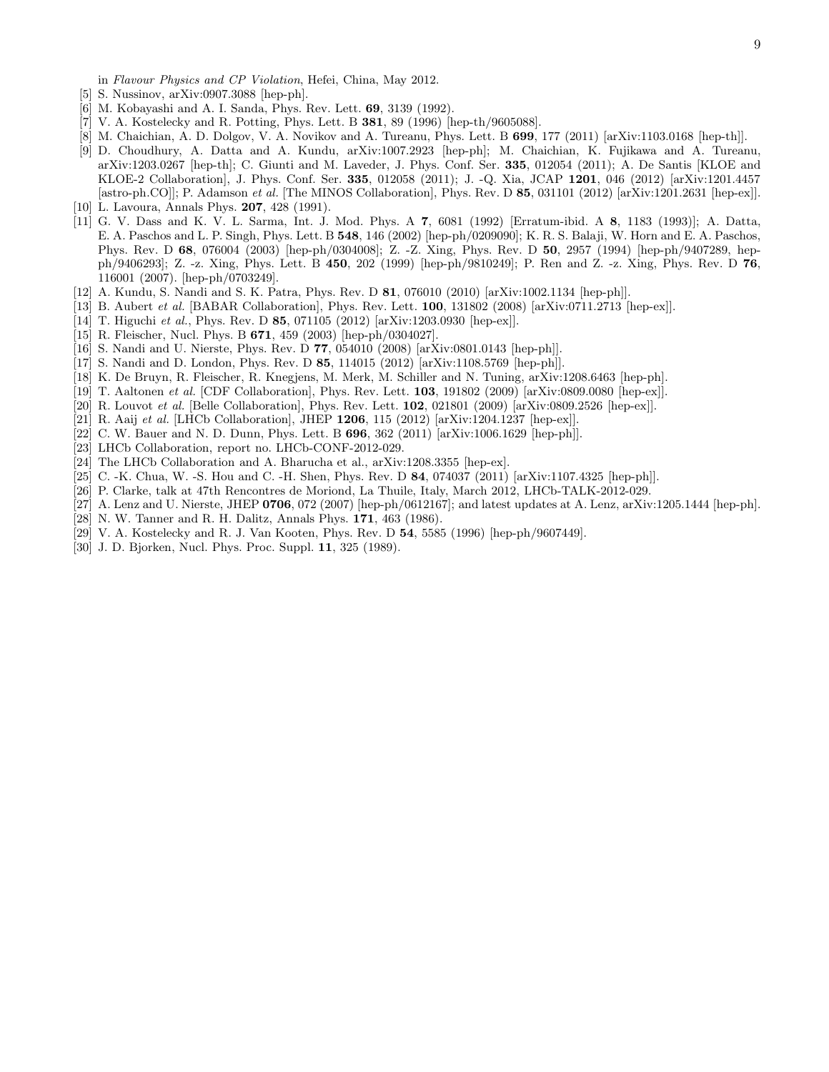in *Flavour Physics and CP Violation*, Hefei, China, May 2012.

[5] S. Nussinov, arXiv:0907.3088 [hep-ph].

[6] M. Kobayashi and A. I. Sanda, Phys. Rev. Lett. **69**, 3139 (1992).

[7] V. A. Kostelecky and R. Potting, Phys. Lett. B **381**, 89 (1996) [hep-th/9605088].

[8] M. Chaichian, A. D. Dolgov, V. A. Novikov and A. Tureanu, Phys. Lett. B **699**, 177 (2011) [arXiv:1103.0168 [hep-th]].

[9] D. Choudhury, A. Datta and A. Kundu, arXiv:1007.2923 [hep-ph]; M. Chaichian, K. Fujikawa and A. Tureanu, arXiv:1203.0267 [hep-th]; C. Giunti and M. Laveder, J. Phys. Conf. Ser. **335**, 012054 (2011); A. De Santis [KLOE and KLOE-2 Collaboration], J. Phys. Conf. Ser. **335**, 012058 (2011); J. -Q. Xia, JCAP **1201**, 046 (2012) [arXiv:1201.4457 [astro-ph.CO]]; P. Adamson *et al.* [The MINOS Collaboration], Phys. Rev. D **85**, 031101 (2012) [arXiv:1201.2631 [hep-ex]].

[10] L. Lavoura, Annals Phys. **207**, 428 (1991).

[11] G. V. Dass and K. V. L. Sarma, Int. J. Mod. Phys. A **7**, 6081 (1992) [Erratum-ibid. A **8**, 1183 (1993)]; A. Datta, E. A. Paschos and L. P. Singh, Phys. Lett. B **548**, 146 (2002) [hep-ph/0209090]; K. R. S. Balaji, W. Horn and E. A. Paschos, Phys. Rev. D **68**, 076004 (2003) [hep-ph/0304008]; Z. -Z. Xing, Phys. Rev. D **50**, 2957 (1994) [hep-ph/9407289, hep-ph/9406293]; Z. -z. Xing, Phys. Lett. B **450**, 202 (1999) [hep-ph/9810249]; P. Ren and Z. -z. Xing, Phys. Rev. D **76**, 116001 (2007). [hep-ph/0703249].

[12] A. Kundu, S. Nandi and S. K. Patra, Phys. Rev. D **81**, 076010 (2010) [arXiv:1002.1134 [hep-ph]].

[13] B. Aubert *et al.* [BABAR Collaboration], Phys. Rev. Lett. **100**, 131802 (2008) [arXiv:0711.2713 [hep-ex]].

[14] T. Higuchi *et al.*, Phys. Rev. D **85**, 071105 (2012) [arXiv:1203.0930 [hep-ex]].

[15] R. Fleischer, Nucl. Phys. B **671**, 459 (2003) [hep-ph/0304027].

[16] S. Nandi and U. Nierste, Phys. Rev. D **77**, 054010 (2008) [arXiv:0801.0143 [hep-ph]].

[17] S. Nandi and D. London, Phys. Rev. D **85**, 114015 (2012) [arXiv:1108.5769 [hep-ph]].

[18] K. De Bruyn, R. Fleischer, R. Knegjens, M. Merk, M. Schiller and N. Tuning, arXiv:1208.6463 [hep-ph].

[19] T. Aaltonen *et al.* [CDF Collaboration], Phys. Rev. Lett. **103**, 191802 (2009) [arXiv:0809.0080 [hep-ex]].

[20] R. Louvot *et al.* [Belle Collaboration], Phys. Rev. Lett. **102**, 021801 (2009) [arXiv:0809.2526 [hep-ex]].

[21] R. Aaij *et al.* [LHCb Collaboration], JHEP **1206**, 115 (2012) [arXiv:1204.1237 [hep-ex]].

[22] C. W. Bauer and N. D. Dunn, Phys. Lett. B **696**, 362 (2011) [arXiv:1006.1629 [hep-ph]].

[23] LHCb Collaboration, report no. LHCb-CONF-2012-029.

[24] The LHCb Collaboration and A. Bharucha et al., arXiv:1208.3355 [hep-ex].

[25] C. -K. Chua, W. -S. Hou and C. -H. Shen, Phys. Rev. D **84**, 074037 (2011) [arXiv:1107.4325 [hep-ph]].

[26] P. Clarke, talk at 47th Rencontres de Moriond, La Thuile, Italy, March 2012, LHCb-TALK-2012-029.

[27] A. Lenz and U. Nierste, JHEP **0706**, 072 (2007) [hep-ph/0612167]; and latest updates at A. Lenz, arXiv:1205.1444 [hep-ph].

[28] N. W. Tanner and R. H. Dalitz, Annals Phys. **171**, 463 (1986).

[29] V. A. Kostelecky and R. J. Van Kooten, Phys. Rev. D **54**, 5585 (1996) [hep-ph/9607449].

[30] J. D. Bjorken, Nucl. Phys. Proc. Suppl. **11**, 325 (1989).